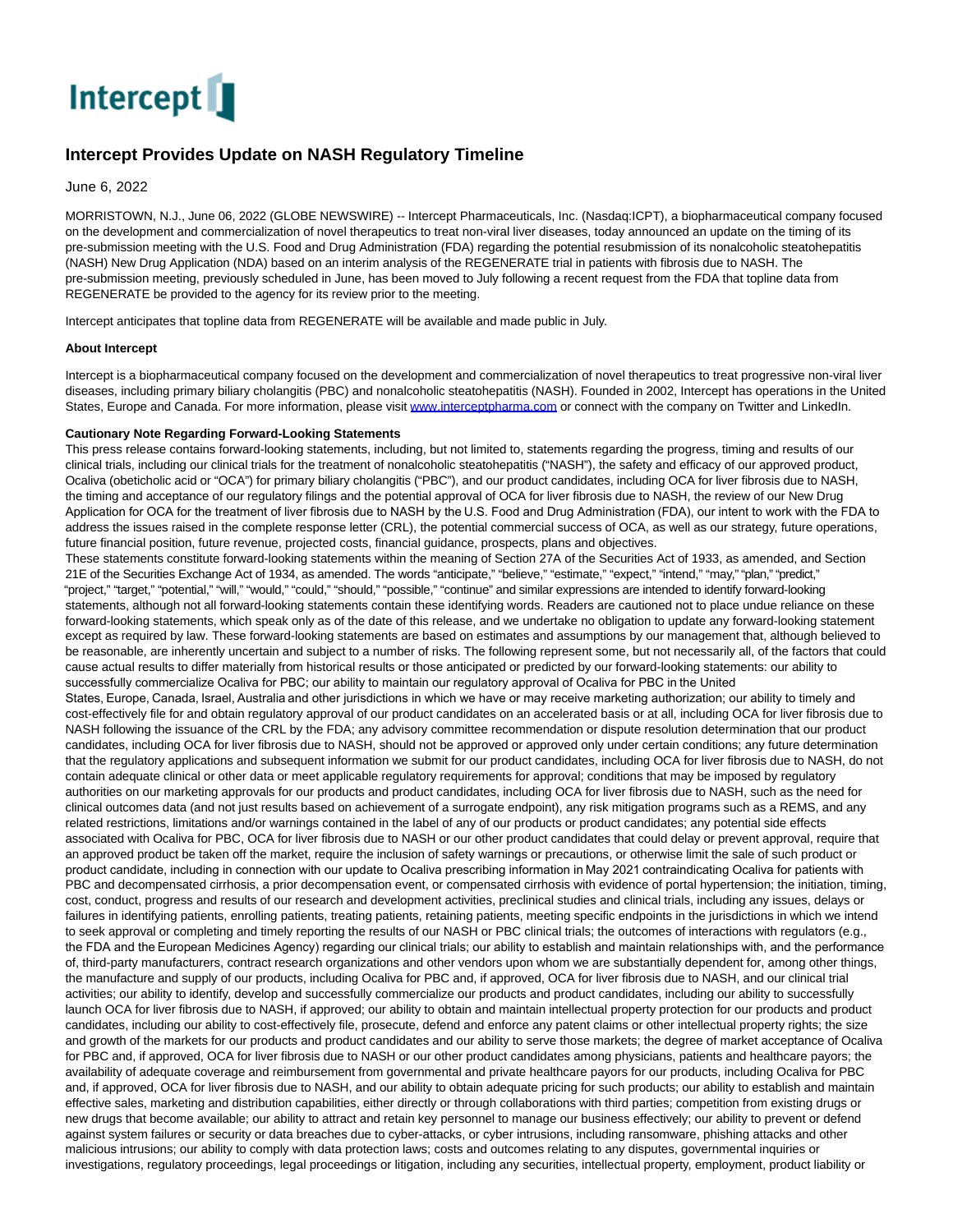# Intercept Provides Update on NASH Regulatory Timeline

June 6, 2022

MORRISTOWN, N.J., June 06, 2022 (GLOBE NEWSWIRE) -- Intercept Pharmaceuticals, Inc. (Nasdaq:ICPT), a biopharmaceutical company focused on the development and commercialization of novel therapeutics to treat non-viral liver diseases, today announced an update on the timing of its pre-submission meeting with the U.S. Food and Drug Administration (FDA) regarding the potential resubmission of its nonalcoholic steatohepatitis (NASH) New Drug Application (NDA) based on an interim analysis of the REGENERATE trial in patients with fibrosis due to NASH. The pre-submission meeting, previously scheduled in June, has been moved to July following a recent request from the FDA that topline data from REGENERATE be provided to the agency for its review prior to the meeting.

Intercept anticipates that topline data from REGENERATE will be available and made public in July.

**About Intercept**

Intercept is a biopharmaceutical company focused on the development and commercialization of novel therapeutics to treat progressive non-viral liver diseases, including primary biliary cholangitis (PBC) and nonalcoholic steatohepatitis (NASH). Founded in 2002, Intercept has operations in the United States, Europe and Canada. For more information, please visit www.interceptpharma.com or connect with the company on Twitter and LinkedIn.

**Cautionary Note Regarding Forward-Looking Statements**

This press release contains forward-looking statements, including, but not limited to, statements regarding the progress, timing and results of our clinical trials, including our clinical trials for the treatment of nonalcoholic steatohepatitis ("NASH"), the safety and efficacy of our approved product, Ocaliva (obeticholic acid or "OCA") for primary biliary cholangitis ("PBC"), and our product candidates, including OCA for liver fibrosis due to NASH, the timing and acceptance of our regulatory filings and the potential approval of OCA for liver fibrosis due to NASH, the review of our New Drug Application for OCA for the treatment of liver fibrosis due to NASH by the U.S. Food and Drug Administration (FDA), our intent to work with the FDA to address the issues raised in the complete response letter (CRL), the potential commercial success of OCA, as well as our strategy, future operations, future financial position, future revenue, projected costs, financial guidance, prospects, plans and objectives.

These statements constitute forward-looking statements within the meaning of Section 27A of the Securities Act of 1933, as amended, and Section 21E of the Securities Exchange Act of 1934, as amended. The words "anticipate," "believe," "estimate," "expect," "intend," "may," "plan," "predict," "project," "target," "potential," "will," "would," "could," "should," "possible," "continue" and similar expressions are intended to identify forward-looking statements, although not all forward-looking statements contain these identifying words. Readers are cautioned not to place undue reliance on these forward-looking statements, which speak only as of the date of this release, and we undertake no obligation to update any forward-looking statement except as required by law. These forward-looking statements are based on estimates and assumptions by our management that, although believed to be reasonable, are inherently uncertain and subject to a number of risks. The following represent some, but not necessarily all, of the factors that could cause actual results to differ materially from historical results or those anticipated or predicted by our forward-looking statements: our ability to successfully commercialize Ocaliva for PBC; our ability to maintain our regulatory approval of Ocaliva for PBC in the United States, Europe, Canada, Israel, Australia and other jurisdictions in which we have or may receive marketing authorization; our ability to timely and cost-effectively file for and obtain regulatory approval of our product candidates on an accelerated basis or at all, including OCA for liver fibrosis due to NASH following the issuance of the CRL by the FDA; any advisory committee recommendation or dispute resolution determination that our product candidates, including OCA for liver fibrosis due to NASH, should not be approved or approved only under certain conditions; any future determination that the regulatory applications and subsequent information we submit for our product candidates, including OCA for liver fibrosis due to NASH, do not contain adequate clinical or other data or meet applicable regulatory requirements for approval; conditions that may be imposed by regulatory authorities on our marketing approvals for our products and product candidates, including OCA for liver fibrosis due to NASH, such as the need for clinical outcomes data (and not just results based on achievement of a surrogate endpoint), any risk mitigation programs such as a REMS, and any related restrictions, limitations and/or warnings contained in the label of any of our products or product candidates; any potential side effects associated with Ocaliva for PBC, OCA for liver fibrosis due to NASH or our other product candidates that could delay or prevent approval, require that an approved product be taken off the market, require the inclusion of safety warnings or precautions, or otherwise limit the sale of such product or product candidate, including in connection with our update to Ocaliva prescribing information in May 2021 contraindicating Ocaliva for patients with PBC and decompensated cirrhosis, a prior decompensation event, or compensated cirrhosis with evidence of portal hypertension; the initiation, timing, cost, conduct, progress and results of our research and development activities, preclinical studies and clinical trials, including any issues, delays or failures in identifying patients, enrolling patients, treating patients, retaining patients, meeting specific endpoints in the jurisdictions in which we intend to seek approval or completing and timely reporting the results of our NASH or PBC clinical trials; the outcomes of interactions with regulators (e.g., the FDA and the European Medicines Agency) regarding our clinical trials; our ability to establish and maintain relationships with, and the performance of, third-party manufacturers, contract research organizations and other vendors upon whom we are substantially dependent for, among other things, the manufacture and supply of our products, including Ocaliva for PBC and, if approved, OCA for liver fibrosis due to NASH, and our clinical trial activities; our ability to identify, develop and successfully commercialize our products and product candidates, including our ability to successfully launch OCA for liver fibrosis due to NASH, if approved; our ability to obtain and maintain intellectual property protection for our products and product candidates, including our ability to cost-effectively file, prosecute, defend and enforce any patent claims or other intellectual property rights; the size and growth of the markets for our products and product candidates and our ability to serve those markets; the degree of market acceptance of Ocaliva for PBC and, if approved, OCA for liver fibrosis due to NASH or our other product candidates among physicians, patients and healthcare payors; the availability of adequate coverage and reimbursement from governmental and private healthcare payors for our products, including Ocaliva for PBC and, if approved, OCA for liver fibrosis due to NASH, and our ability to obtain adequate pricing for such products; our ability to establish and maintain effective sales, marketing and distribution capabilities, either directly or through collaborations with third parties; competition from existing drugs or new drugs that become available; our ability to attract and retain key personnel to manage our business effectively; our ability to prevent or defend against system failures or security or data breaches due to cyber-attacks, or cyber intrusions, including ransomware, phishing attacks and other malicious intrusions; our ability to comply with data protection laws; costs and outcomes relating to any disputes, governmental inquiries or investigations, regulatory proceedings, legal proceedings or litigation, including any securities, intellectual property, employment, product liability or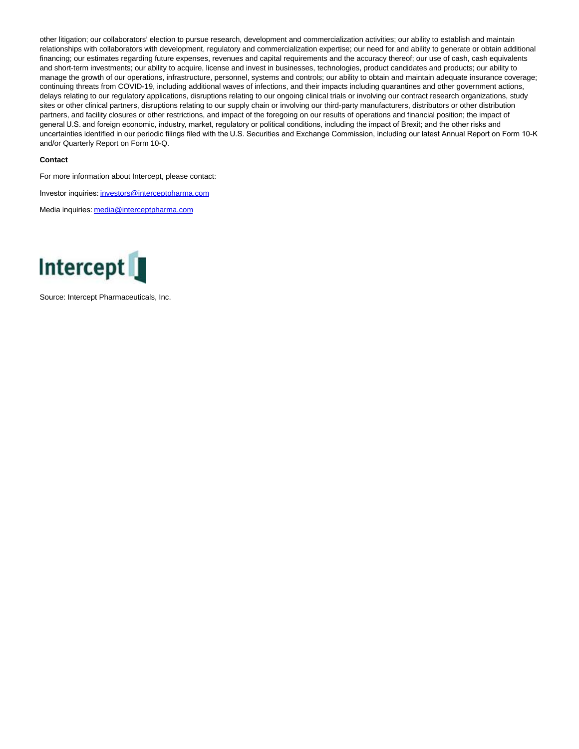other litigation; our collaborators' election to pursue research, development and commercialization activities; our ability to establish and maintain relationships with collaborators with development, regulatory and commercialization expertise; our need for and ability to generate or obtain additional financing; our estimates regarding future expenses, revenues and capital requirements and the accuracy thereof; our use of cash, cash equivalents and short-term investments; our ability to acquire, license and invest in businesses, technologies, product candidates and products; our ability to manage the growth of our operations, infrastructure, personnel, systems and controls; our ability to obtain and maintain adequate insurance coverage; continuing threats from COVID-19, including additional waves of infections, and their impacts including quarantines and other government actions, delays relating to our regulatory applications, disruptions relating to our ongoing clinical trials or involving our contract research organizations, study sites or other clinical partners, disruptions relating to our supply chain or involving our third-party manufacturers, distributors or other distribution partners, and facility closures or other restrictions, and impact of the foregoing on our results of operations and financial position; the impact of general U.S. and foreign economic, industry, market, regulatory or political conditions, including the impact of Brexit; and the other risks and uncertainties identified in our periodic filings filed with the U.S. Securities and Exchange Commission, including our latest Annual Report on Form 10-K and/or Quarterly Report on Form 10-Q.

**Contact**

For more information about Intercept, please contact:

Investor inquiries: investors@interceptpharma.com

Media inquiries: media@interceptpharma.com

Intercept

Source: Intercept Pharmaceuticals, Inc.